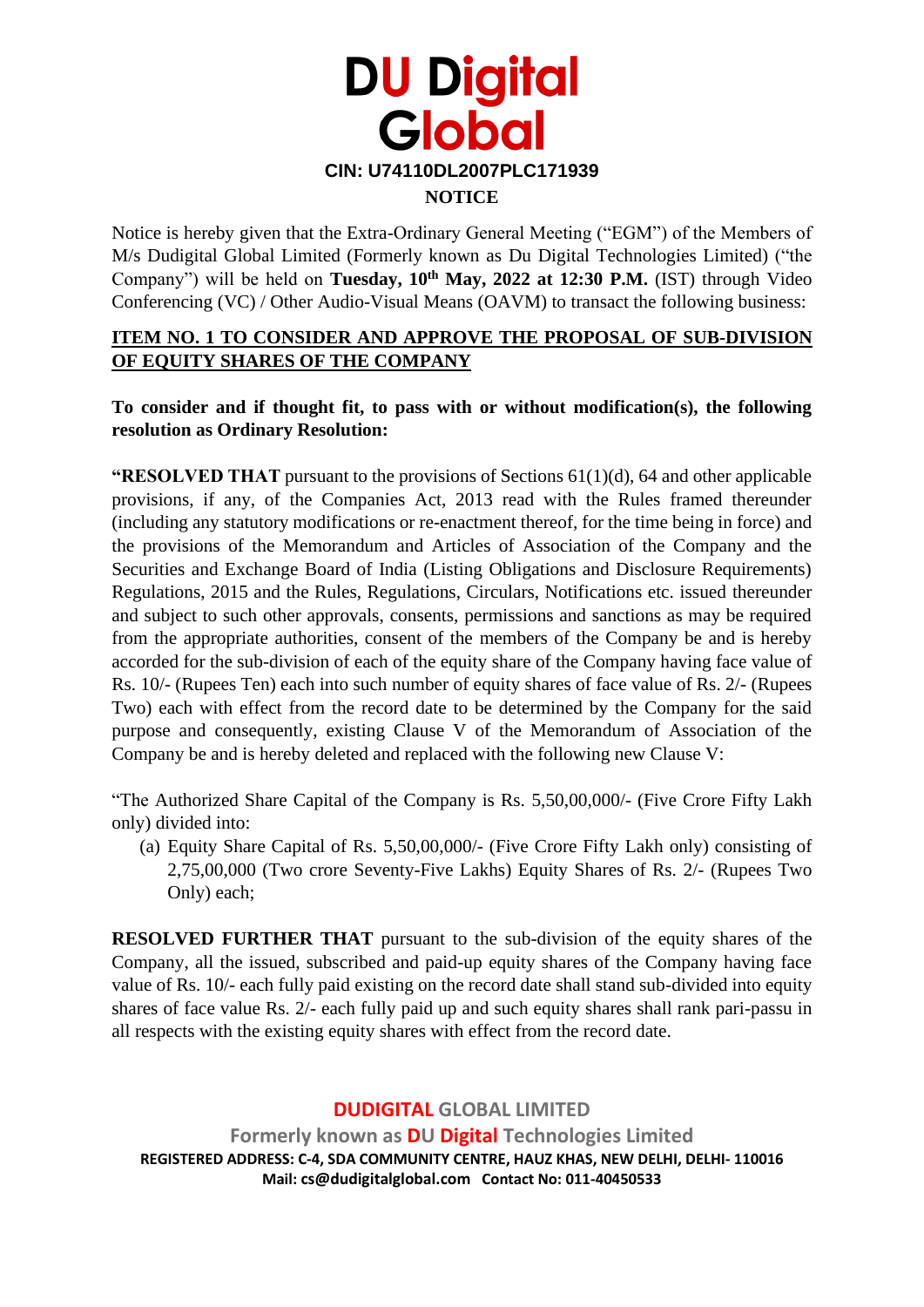# DU Digital Global

**CIN: U74110DL2007PLC171939**

## NOTICE

Notice is hereby given that the Extra-Ordinary General Meeting ("EGM") of the Members of M/s Dudigital Global Limited (Formerly known as Du Digital Technologies Limited) ("the Company") will be held on **Tuesday, 10th May, 2022 at 12:30 P.M.** (IST) through Video Conferencing (VC) / Other Audio-Visual Means (OAVM) to transact the following business:

**ITEM NO. 1 TO CONSIDER AND APPROVE THE PROPOSAL OF SUB-DIVISION OF EQUITY SHARES OF THE COMPANY**

**To consider and if thought fit, to pass with or without modification(s), the following resolution as Ordinary Resolution:**

**"RESOLVED THAT** pursuant to the provisions of Sections 61(1)(d), 64 and other applicable provisions, if any, of the Companies Act, 2013 read with the Rules framed thereunder (including any statutory modifications or re-enactment thereof, for the time being in force) and the provisions of the Memorandum and Articles of Association of the Company and the Securities and Exchange Board of India (Listing Obligations and Disclosure Requirements) Regulations, 2015 and the Rules, Regulations, Circulars, Notifications etc. issued thereunder and subject to such other approvals, consents, permissions and sanctions as may be required from the appropriate authorities, consent of the members of the Company be and is hereby accorded for the sub-division of each of the equity share of the Company having face value of Rs. 10/- (Rupees Ten) each into such number of equity shares of face value of Rs. 2/- (Rupees Two) each with effect from the record date to be determined by the Company for the said purpose and consequently, existing Clause V of the Memorandum of Association of the Company be and is hereby deleted and replaced with the following new Clause V:

"The Authorized Share Capital of the Company is Rs. 5,50,00,000/- (Five Crore Fifty Lakh only) divided into:

(a) Equity Share Capital of Rs. 5,50,00,000/- (Five Crore Fifty Lakh only) consisting of 2,75,00,000 (Two crore Seventy-Five Lakhs) Equity Shares of Rs. 2/- (Rupees Two Only) each;

**RESOLVED FURTHER THAT** pursuant to the sub-division of the equity shares of the Company, all the issued, subscribed and paid-up equity shares of the Company having face value of Rs. 10/- each fully paid existing on the record date shall stand sub-divided into equity shares of face value Rs. 2/- each fully paid up and such equity shares shall rank pari-passu in all respects with the existing equity shares with effect from the record date.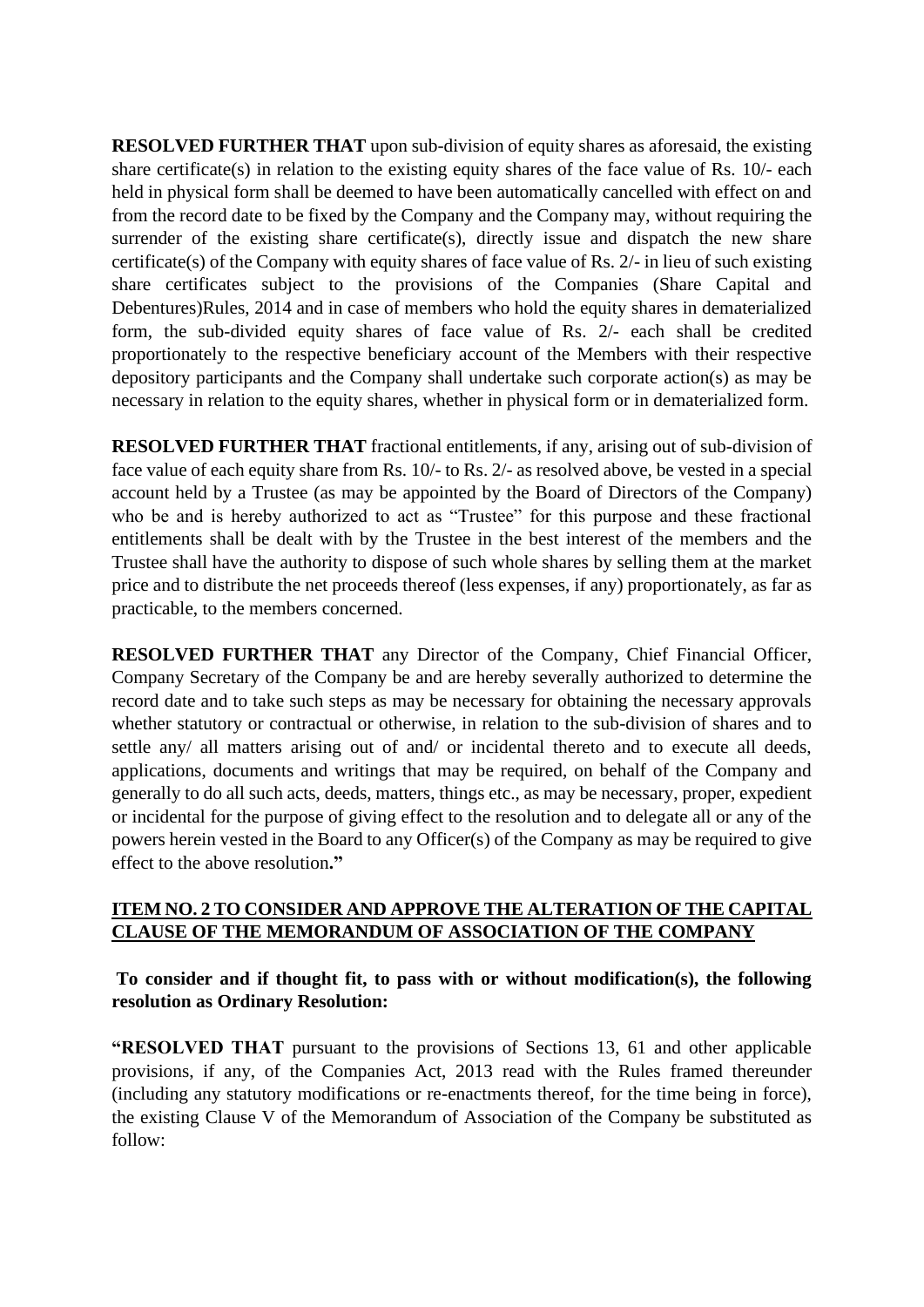**RESOLVED FURTHER THAT** upon sub-division of equity shares as aforesaid, the existing share certificate(s) in relation to the existing equity shares of the face value of Rs. 10/- each held in physical form shall be deemed to have been automatically cancelled with effect on and from the record date to be fixed by the Company and the Company may, without requiring the surrender of the existing share certificate(s), directly issue and dispatch the new share certificate(s) of the Company with equity shares of face value of Rs. 2/- in lieu of such existing share certificates subject to the provisions of the Companies (Share Capital and Debentures)Rules, 2014 and in case of members who hold the equity shares in dematerialized form, the sub-divided equity shares of face value of Rs. 2/- each shall be credited proportionately to the respective beneficiary account of the Members with their respective depository participants and the Company shall undertake such corporate action(s) as may be necessary in relation to the equity shares, whether in physical form or in dematerialized form.

**RESOLVED FURTHER THAT** fractional entitlements, if any, arising out of sub-division of face value of each equity share from Rs. 10/- to Rs. 2/- as resolved above, be vested in a special account held by a Trustee (as may be appointed by the Board of Directors of the Company) who be and is hereby authorized to act as "Trustee" for this purpose and these fractional entitlements shall be dealt with by the Trustee in the best interest of the members and the Trustee shall have the authority to dispose of such whole shares by selling them at the market price and to distribute the net proceeds thereof (less expenses, if any) proportionately, as far as practicable, to the members concerned.

**RESOLVED FURTHER THAT** any Director of the Company, Chief Financial Officer, Company Secretary of the Company be and are hereby severally authorized to determine the record date and to take such steps as may be necessary for obtaining the necessary approvals whether statutory or contractual or otherwise, in relation to the sub-division of shares and to settle any/ all matters arising out of and/ or incidental thereto and to execute all deeds, applications, documents and writings that may be required, on behalf of the Company and generally to do all such acts, deeds, matters, things etc., as may be necessary, proper, expedient or incidental for the purpose of giving effect to the resolution and to delegate all or any of the powers herein vested in the Board to any Officer(s) of the Company as may be required to give effect to the above resolution**."**

**ITEM NO. 2 TO CONSIDER AND APPROVE THE ALTERATION OF THE CAPITAL CLAUSE OF THE MEMORANDUM OF ASSOCIATION OF THE COMPANY**

**To consider and if thought fit, to pass with or without modification(s), the following resolution as Ordinary Resolution:**

**"RESOLVED THAT** pursuant to the provisions of Sections 13, 61 and other applicable provisions, if any, of the Companies Act, 2013 read with the Rules framed thereunder (including any statutory modifications or re-enactments thereof, for the time being in force), the existing Clause V of the Memorandum of Association of the Company be substituted as follow: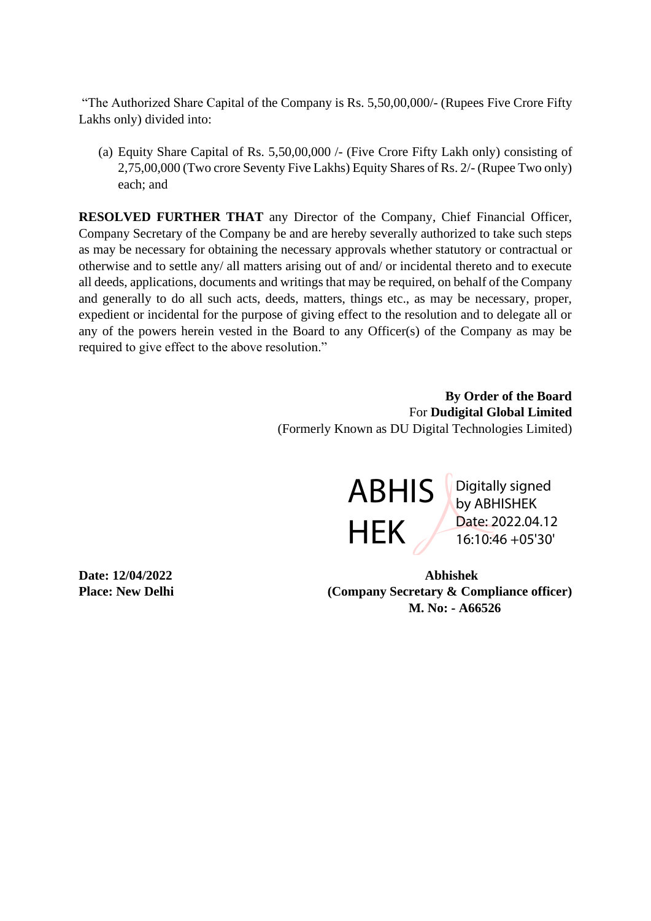"The Authorized Share Capital of the Company is Rs. 5,50,00,000/- (Rupees Five Crore Fifty Lakhs only) divided into:

(a) Equity Share Capital of Rs. 5,50,00,000 /- (Five Crore Fifty Lakh only) consisting of 2,75,00,000 (Two crore Seventy Five Lakhs) Equity Shares of Rs. 2/- (Rupee Two only) each; and

**RESOLVED FURTHER THAT** any Director of the Company, Chief Financial Officer, Company Secretary of the Company be and are hereby severally authorized to take such steps as may be necessary for obtaining the necessary approvals whether statutory or contractual or otherwise and to settle any/ all matters arising out of and/ or incidental thereto and to execute all deeds, applications, documents and writings that may be required, on behalf of the Company and generally to do all such acts, deeds, matters, things etc., as may be necessary, proper, expedient or incidental for the purpose of giving effect to the resolution and to delegate all or any of the powers herein vested in the Board to any Officer(s) of the Company as may be required to give effect to the above resolution."

**By Order of the Board**
For **Dudigital Global Limited**
(Formerly Known as DU Digital Technologies Limited)

ABHISHEK
Digitally signed by ABHISHEK
Date: 2022.04.12 16:10:46 +05'30'

**Date: 12/04/2022**
**Place: New Delhi**

**Abhishek**
**(Company Secretary & Compliance officer)**
**M. No: - A66526**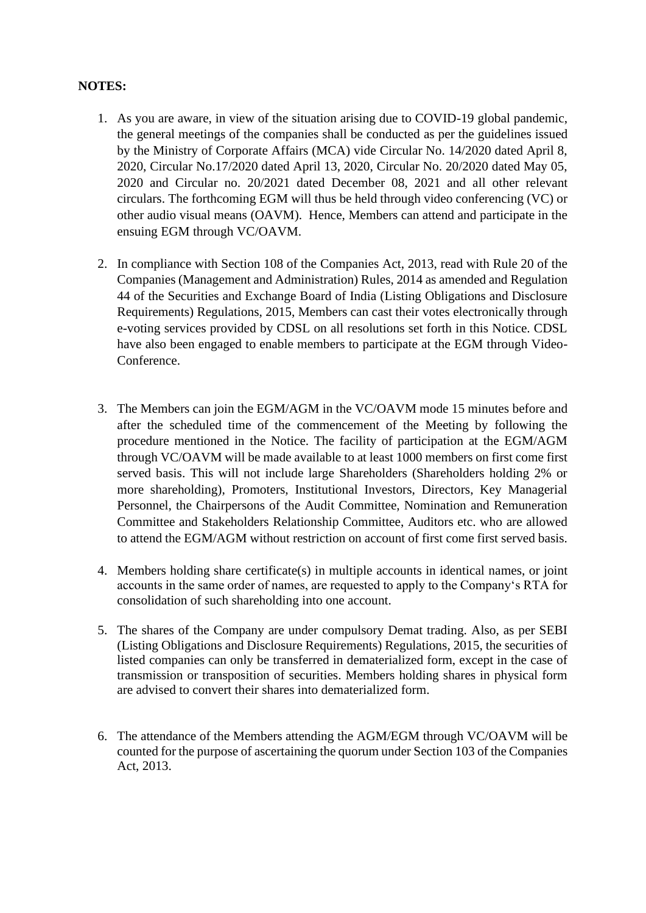**NOTES:**

1. As you are aware, in view of the situation arising due to COVID-19 global pandemic, the general meetings of the companies shall be conducted as per the guidelines issued by the Ministry of Corporate Affairs (MCA) vide Circular No. 14/2020 dated April 8, 2020, Circular No.17/2020 dated April 13, 2020, Circular No. 20/2020 dated May 05, 2020 and Circular no. 20/2021 dated December 08, 2021 and all other relevant circulars. The forthcoming EGM will thus be held through video conferencing (VC) or other audio visual means (OAVM). Hence, Members can attend and participate in the ensuing EGM through VC/OAVM.

2. In compliance with Section 108 of the Companies Act, 2013, read with Rule 20 of the Companies (Management and Administration) Rules, 2014 as amended and Regulation 44 of the Securities and Exchange Board of India (Listing Obligations and Disclosure Requirements) Regulations, 2015, Members can cast their votes electronically through e-voting services provided by CDSL on all resolutions set forth in this Notice. CDSL have also been engaged to enable members to participate at the EGM through Video-Conference.

3. The Members can join the EGM/AGM in the VC/OAVM mode 15 minutes before and after the scheduled time of the commencement of the Meeting by following the procedure mentioned in the Notice. The facility of participation at the EGM/AGM through VC/OAVM will be made available to at least 1000 members on first come first served basis. This will not include large Shareholders (Shareholders holding 2% or more shareholding), Promoters, Institutional Investors, Directors, Key Managerial Personnel, the Chairpersons of the Audit Committee, Nomination and Remuneration Committee and Stakeholders Relationship Committee, Auditors etc. who are allowed to attend the EGM/AGM without restriction on account of first come first served basis.

4. Members holding share certificate(s) in multiple accounts in identical names, or joint accounts in the same order of names, are requested to apply to the Company's RTA for consolidation of such shareholding into one account.

5. The shares of the Company are under compulsory Demat trading. Also, as per SEBI (Listing Obligations and Disclosure Requirements) Regulations, 2015, the securities of listed companies can only be transferred in dematerialized form, except in the case of transmission or transposition of securities. Members holding shares in physical form are advised to convert their shares into dematerialized form.

6. The attendance of the Members attending the AGM/EGM through VC/OAVM will be counted for the purpose of ascertaining the quorum under Section 103 of the Companies Act, 2013.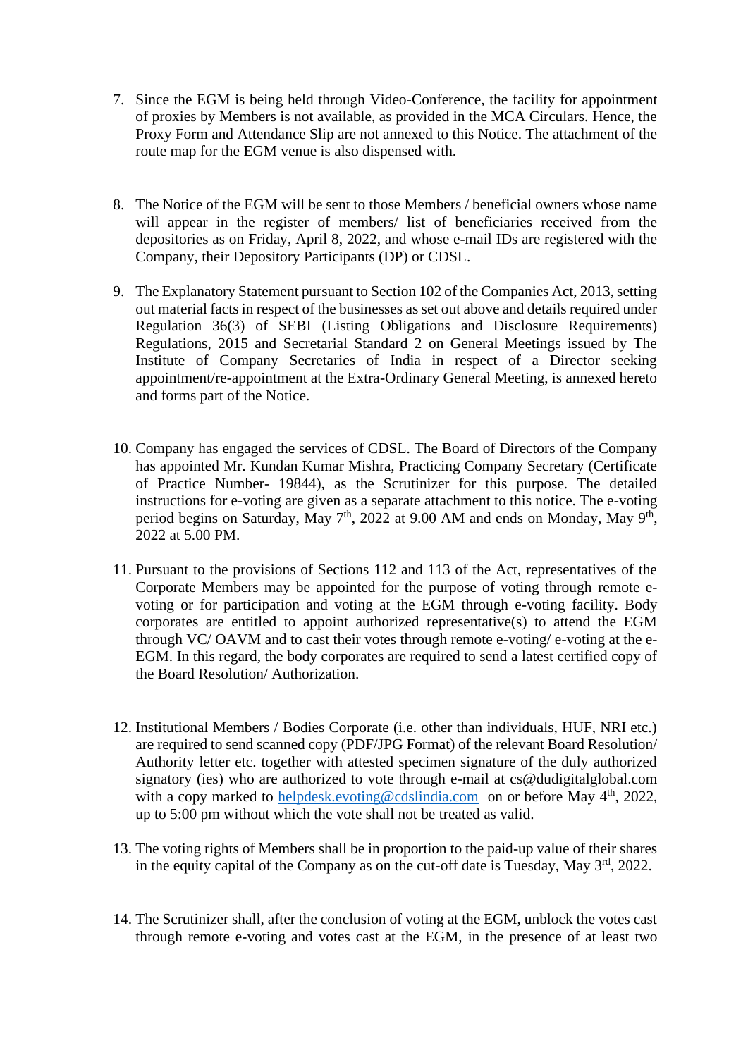7. Since the EGM is being held through Video-Conference, the facility for appointment of proxies by Members is not available, as provided in the MCA Circulars. Hence, the Proxy Form and Attendance Slip are not annexed to this Notice. The attachment of the route map for the EGM venue is also dispensed with.

8. The Notice of the EGM will be sent to those Members / beneficial owners whose name will appear in the register of members/ list of beneficiaries received from the depositories as on Friday, April 8, 2022, and whose e-mail IDs are registered with the Company, their Depository Participants (DP) or CDSL.

9. The Explanatory Statement pursuant to Section 102 of the Companies Act, 2013, setting out material facts in respect of the businesses as set out above and details required under Regulation 36(3) of SEBI (Listing Obligations and Disclosure Requirements) Regulations, 2015 and Secretarial Standard 2 on General Meetings issued by The Institute of Company Secretaries of India in respect of a Director seeking appointment/re-appointment at the Extra-Ordinary General Meeting, is annexed hereto and forms part of the Notice.

10. Company has engaged the services of CDSL. The Board of Directors of the Company has appointed Mr. Kundan Kumar Mishra, Practicing Company Secretary (Certificate of Practice Number- 19844), as the Scrutinizer for this purpose. The detailed instructions for e-voting are given as a separate attachment to this notice. The e-voting period begins on Saturday, May 7th, 2022 at 9.00 AM and ends on Monday, May 9th, 2022 at 5.00 PM.

11. Pursuant to the provisions of Sections 112 and 113 of the Act, representatives of the Corporate Members may be appointed for the purpose of voting through remote e-voting or for participation and voting at the EGM through e-voting facility. Body corporates are entitled to appoint authorized representative(s) to attend the EGM through VC/ OAVM and to cast their votes through remote e-voting/ e-voting at the e-EGM. In this regard, the body corporates are required to send a latest certified copy of the Board Resolution/ Authorization.

12. Institutional Members / Bodies Corporate (i.e. other than individuals, HUF, NRI etc.) are required to send scanned copy (PDF/JPG Format) of the relevant Board Resolution/ Authority letter etc. together with attested specimen signature of the duly authorized signatory (ies) who are authorized to vote through e-mail at cs@dudigitalglobal.com with a copy marked to helpdesk.evoting@cdslindia.com on or before May 4th, 2022, up to 5:00 pm without which the vote shall not be treated as valid.

13. The voting rights of Members shall be in proportion to the paid-up value of their shares in the equity capital of the Company as on the cut-off date is Tuesday, May 3rd, 2022.

14. The Scrutinizer shall, after the conclusion of voting at the EGM, unblock the votes cast through remote e-voting and votes cast at the EGM, in the presence of at least two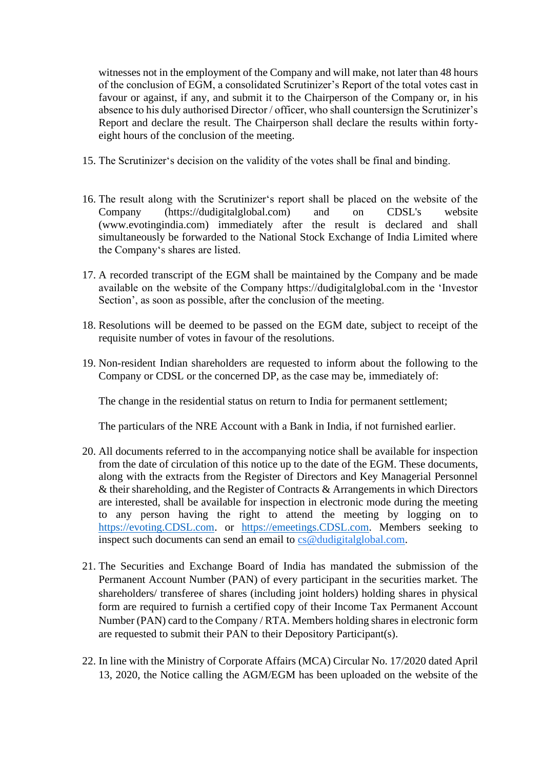witnesses not in the employment of the Company and will make, not later than 48 hours of the conclusion of EGM, a consolidated Scrutinizer's Report of the total votes cast in favour or against, if any, and submit it to the Chairperson of the Company or, in his absence to his duly authorised Director / officer, who shall countersign the Scrutinizer's Report and declare the result. The Chairperson shall declare the results within forty-eight hours of the conclusion of the meeting.

15. The Scrutinizer's decision on the validity of the votes shall be final and binding.

16. The result along with the Scrutinizer's report shall be placed on the website of the Company (https://dudigitalglobal.com) and on CDSL's website (www.evotingindia.com) immediately after the result is declared and shall simultaneously be forwarded to the National Stock Exchange of India Limited where the Company's shares are listed.

17. A recorded transcript of the EGM shall be maintained by the Company and be made available on the website of the Company https://dudigitalglobal.com in the 'Investor Section', as soon as possible, after the conclusion of the meeting.

18. Resolutions will be deemed to be passed on the EGM date, subject to receipt of the requisite number of votes in favour of the resolutions.

19. Non-resident Indian shareholders are requested to inform about the following to the Company or CDSL or the concerned DP, as the case may be, immediately of:

    The change in the residential status on return to India for permanent settlement;

    The particulars of the NRE Account with a Bank in India, if not furnished earlier.

20. All documents referred to in the accompanying notice shall be available for inspection from the date of circulation of this notice up to the date of the EGM. These documents, along with the extracts from the Register of Directors and Key Managerial Personnel & their shareholding, and the Register of Contracts & Arrangements in which Directors are interested, shall be available for inspection in electronic mode during the meeting to any person having the right to attend the meeting by logging on to [https://evoting.CDSL.com](https://evoting.CDSL.com). or [https://emeetings.CDSL.com](https://emeetings.CDSL.com). Members seeking to inspect such documents can send an email to [cs@dudigitalglobal.com](mailto:cs@dudigitalglobal.com).

21. The Securities and Exchange Board of India has mandated the submission of the Permanent Account Number (PAN) of every participant in the securities market. The shareholders/ transferee of shares (including joint holders) holding shares in physical form are required to furnish a certified copy of their Income Tax Permanent Account Number (PAN) card to the Company / RTA. Members holding shares in electronic form are requested to submit their PAN to their Depository Participant(s).

22. In line with the Ministry of Corporate Affairs (MCA) Circular No. 17/2020 dated April 13, 2020, the Notice calling the AGM/EGM has been uploaded on the website of the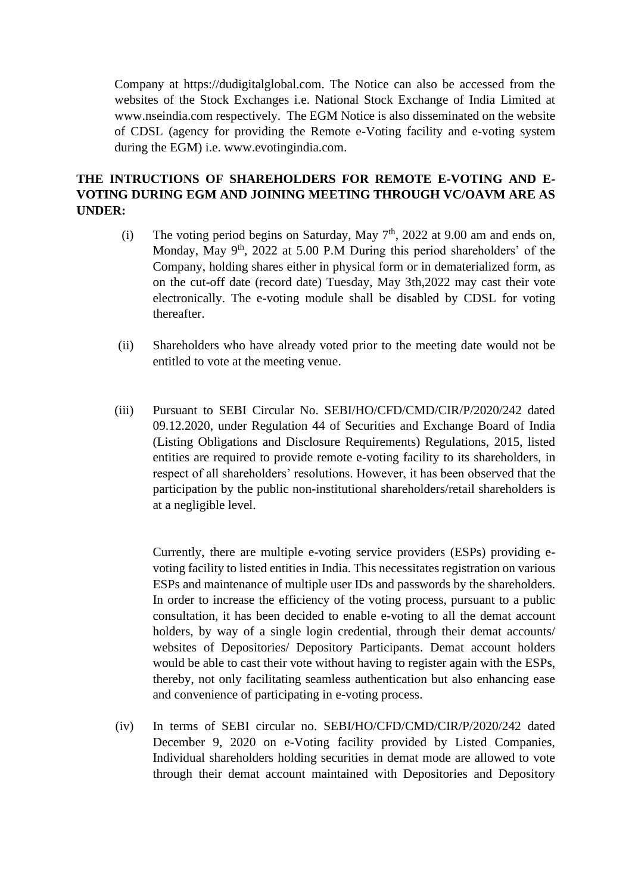Company at https://dudigitalglobal.com. The Notice can also be accessed from the websites of the Stock Exchanges i.e. National Stock Exchange of India Limited at www.nseindia.com respectively. The EGM Notice is also disseminated on the website of CDSL (agency for providing the Remote e-Voting facility and e-voting system during the EGM) i.e. www.evotingindia.com.

**THE INTRUCTIONS OF SHAREHOLDERS FOR REMOTE E-VOTING AND E-VOTING DURING EGM AND JOINING MEETING THROUGH VC/OAVM ARE AS UNDER:**

(i) The voting period begins on Saturday, May 7th, 2022 at 9.00 am and ends on, Monday, May 9th, 2022 at 5.00 P.M During this period shareholders' of the Company, holding shares either in physical form or in dematerialized form, as on the cut-off date (record date) Tuesday, May 3th,2022 may cast their vote electronically. The e-voting module shall be disabled by CDSL for voting thereafter.

(ii) Shareholders who have already voted prior to the meeting date would not be entitled to vote at the meeting venue.

(iii) Pursuant to SEBI Circular No. SEBI/HO/CFD/CMD/CIR/P/2020/242 dated 09.12.2020, under Regulation 44 of Securities and Exchange Board of India (Listing Obligations and Disclosure Requirements) Regulations, 2015, listed entities are required to provide remote e-voting facility to its shareholders, in respect of all shareholders' resolutions. However, it has been observed that the participation by the public non-institutional shareholders/retail shareholders is at a negligible level.

Currently, there are multiple e-voting service providers (ESPs) providing e-voting facility to listed entities in India. This necessitates registration on various ESPs and maintenance of multiple user IDs and passwords by the shareholders. In order to increase the efficiency of the voting process, pursuant to a public consultation, it has been decided to enable e-voting to all the demat account holders, by way of a single login credential, through their demat accounts/ websites of Depositories/ Depository Participants. Demat account holders would be able to cast their vote without having to register again with the ESPs, thereby, not only facilitating seamless authentication but also enhancing ease and convenience of participating in e-voting process.

(iv) In terms of SEBI circular no. SEBI/HO/CFD/CMD/CIR/P/2020/242 dated December 9, 2020 on e-Voting facility provided by Listed Companies, Individual shareholders holding securities in demat mode are allowed to vote through their demat account maintained with Depositories and Depository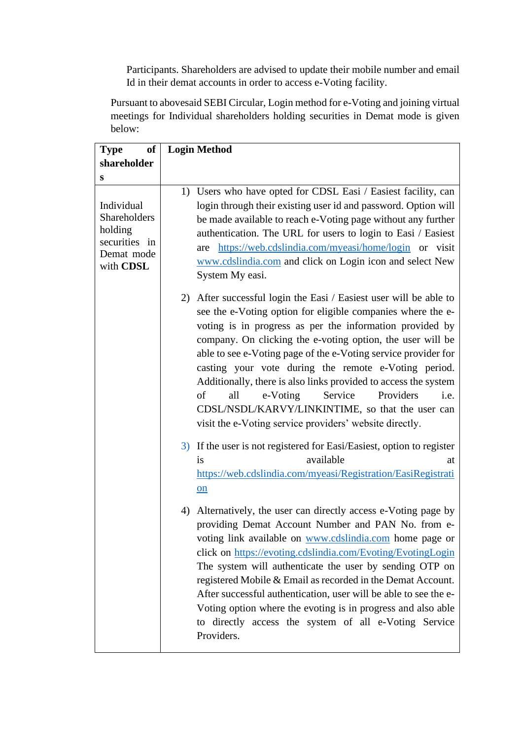Participants. Shareholders are advised to update their mobile number and email Id in their demat accounts in order to access e-Voting facility.

Pursuant to abovesaid SEBI Circular, Login method for e-Voting and joining virtual meetings for Individual shareholders holding securities in Demat mode is given below:

| **Type of shareholders** | **Login Method** |
|---|---|
| Individual Shareholders holding securities in Demat mode with **CDSL** | 1) Users who have opted for CDSL Easi / Easiest facility, can login through their existing user id and password. Option will be made available to reach e-Voting page without any further authentication. The URL for users to login to Easi / Easiest are https://web.cdslindia.com/myeasi/home/login or visit www.cdslindia.com and click on Login icon and select New System My easi.<br><br>2) After successful login the Easi / Easiest user will be able to see the e-Voting option for eligible companies where the e-voting is in progress as per the information provided by company. On clicking the e-voting option, the user will be able to see e-Voting page of the e-Voting service provider for casting your vote during the remote e-Voting period. Additionally, there is also links provided to access the system of all e-Voting Service Providers i.e. CDSL/NSDL/KARVY/LINKINTIME, so that the user can visit the e-Voting service providers' website directly.<br><br>3) If the user is not registered for Easi/Easiest, option to register is available at https://web.cdslindia.com/myeasi/Registration/EasiRegistration<br><br>4) Alternatively, the user can directly access e-Voting page by providing Demat Account Number and PAN No. from e-voting link available on www.cdslindia.com home page or click on https://evoting.cdslindia.com/Evoting/EvotingLogin The system will authenticate the user by sending OTP on registered Mobile & Email as recorded in the Demat Account. After successful authentication, user will be able to see the e-Voting option where the evoting is in progress and also able to directly access the system of all e-Voting Service Providers. |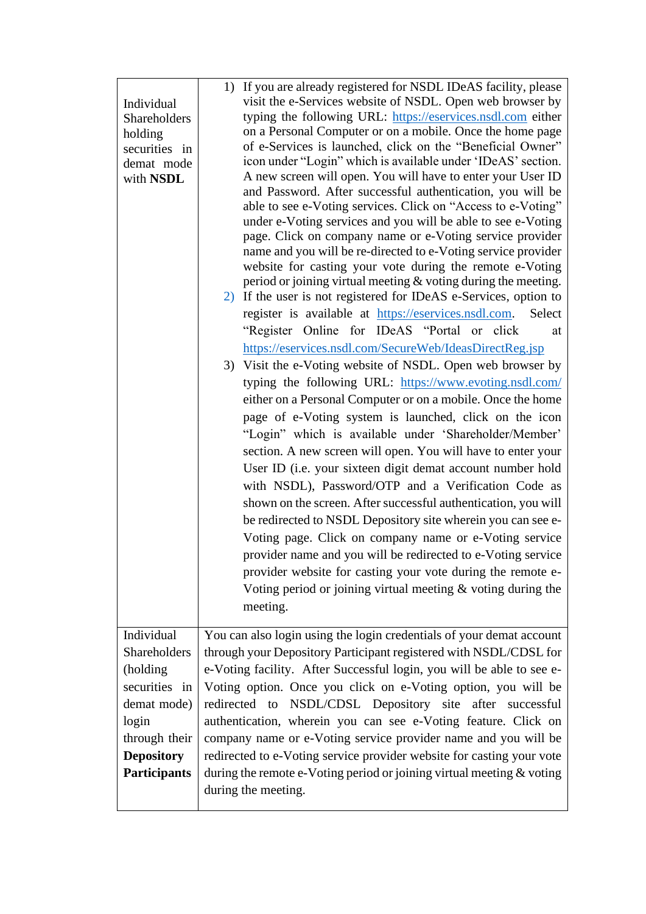| | |
|---|---|
| Individual Shareholders holding securities in demat mode with **NSDL** | 1) If you are already registered for NSDL IDeAS facility, please visit the e-Services website of NSDL. Open web browser by typing the following URL: https://eservices.nsdl.com either on a Personal Computer or on a mobile. Once the home page of e-Services is launched, click on the "Beneficial Owner" icon under "Login" which is available under 'IDeAS' section. A new screen will open. You will have to enter your User ID and Password. After successful authentication, you will be able to see e-Voting services. Click on "Access to e-Voting" under e-Voting services and you will be able to see e-Voting page. Click on company name or e-Voting service provider name and you will be re-directed to e-Voting service provider website for casting your vote during the remote e-Voting period or joining virtual meeting & voting during the meeting.<br>2) If the user is not registered for IDeAS e-Services, option to register is available at https://eservices.nsdl.com. Select "Register Online for IDeAS "Portal or click at https://eservices.nsdl.com/SecureWeb/IdeasDirectReg.jsp<br>3) Visit the e-Voting website of NSDL. Open web browser by typing the following URL: https://www.evoting.nsdl.com/ either on a Personal Computer or on a mobile. Once the home page of e-Voting system is launched, click on the icon "Login" which is available under 'Shareholder/Member' section. A new screen will open. You will have to enter your User ID (i.e. your sixteen digit demat account number hold with NSDL), Password/OTP and a Verification Code as shown on the screen. After successful authentication, you will be redirected to NSDL Depository site wherein you can see e-Voting page. Click on company name or e-Voting service provider name and you will be redirected to e-Voting service provider website for casting your vote during the remote e-Voting period or joining virtual meeting & voting during the meeting. |
| Individual Shareholders (holding securities in demat mode) login through their **Depository Participants** | You can also login using the login credentials of your demat account through your Depository Participant registered with NSDL/CDSL for e-Voting facility. After Successful login, you will be able to see e-Voting option. Once you click on e-Voting option, you will be redirected to NSDL/CDSL Depository site after successful authentication, wherein you can see e-Voting feature. Click on company name or e-Voting service provider name and you will be redirected to e-Voting service provider website for casting your vote during the remote e-Voting period or joining virtual meeting & voting during the meeting. |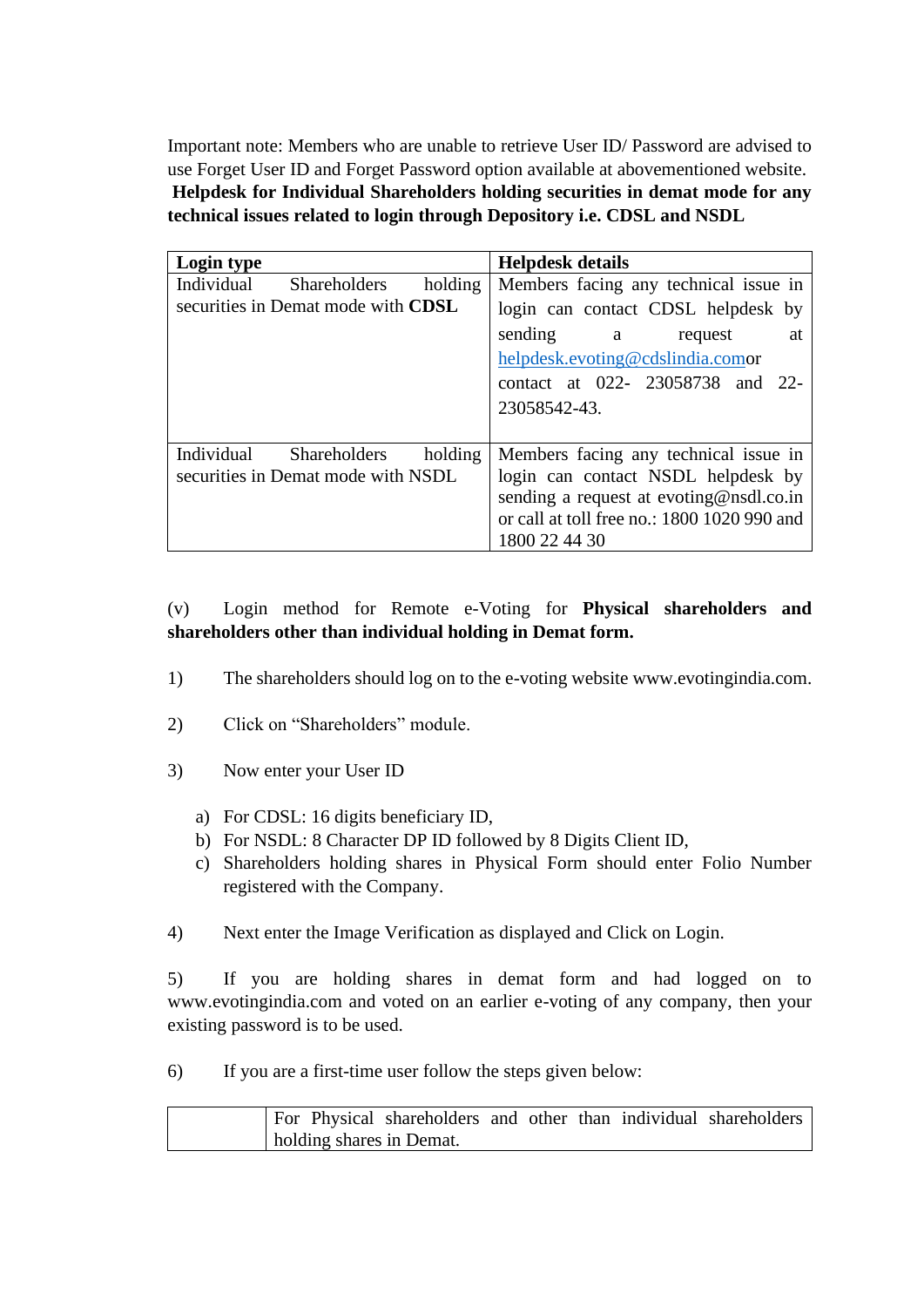Important note: Members who are unable to retrieve User ID/ Password are advised to use Forget User ID and Forget Password option available at abovementioned website.

**Helpdesk for Individual Shareholders holding securities in demat mode for any technical issues related to login through Depository i.e. CDSL and NSDL**

| **Login type** | **Helpdesk details** |
|---|---|
| Individual Shareholders holding securities in Demat mode with **CDSL** | Members facing any technical issue in login can contact CDSL helpdesk by sending a request at helpdesk.evoting@cdslindia.comor contact at 022- 23058738 and 22-23058542-43. |
| Individual Shareholders holding securities in Demat mode with NSDL | Members facing any technical issue in login can contact NSDL helpdesk by sending a request at evoting@nsdl.co.in or call at toll free no.: 1800 1020 990 and 1800 22 44 30 |

(v) Login method for Remote e-Voting for **Physical shareholders and shareholders other than individual holding in Demat form.**

1) The shareholders should log on to the e-voting website www.evotingindia.com.

2) Click on "Shareholders" module.

3) Now enter your User ID

   a) For CDSL: 16 digits beneficiary ID,
   b) For NSDL: 8 Character DP ID followed by 8 Digits Client ID,
   c) Shareholders holding shares in Physical Form should enter Folio Number registered with the Company.

4) Next enter the Image Verification as displayed and Click on Login.

5) If you are holding shares in demat form and had logged on to www.evotingindia.com and voted on an earlier e-voting of any company, then your existing password is to be used.

6) If you are a first-time user follow the steps given below:

| | For Physical shareholders and other than individual shareholders holding shares in Demat. |
|---|---|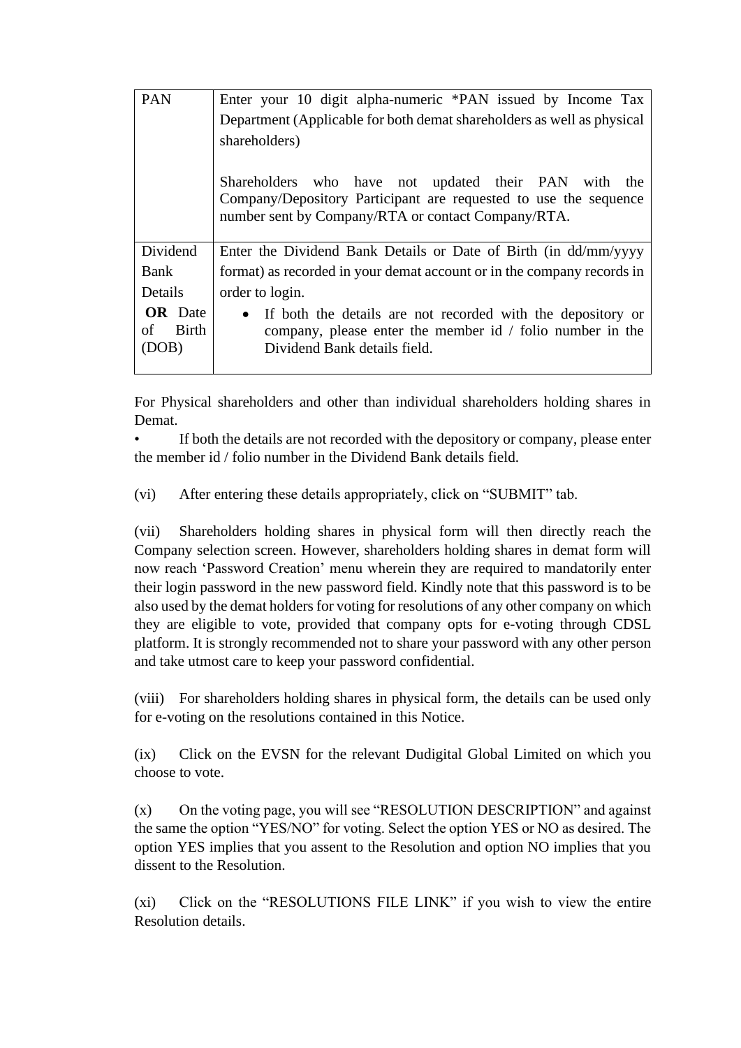| | |
|---|---|
| PAN | Enter your 10 digit alpha-numeric *PAN issued by Income Tax Department (Applicable for both demat shareholders as well as physical shareholders)<br><br>Shareholders who have not updated their PAN with the Company/Depository Participant are requested to use the sequence number sent by Company/RTA or contact Company/RTA. |
| Dividend Bank Details **OR** Date of Birth (DOB) | Enter the Dividend Bank Details or Date of Birth (in dd/mm/yyyy format) as recorded in your demat account or in the company records in order to login.<br>• If both the details are not recorded with the depository or company, please enter the member id / folio number in the Dividend Bank details field. |

For Physical shareholders and other than individual shareholders holding shares in Demat.

- If both the details are not recorded with the depository or company, please enter the member id / folio number in the Dividend Bank details field.

(vi) After entering these details appropriately, click on "SUBMIT" tab.

(vii) Shareholders holding shares in physical form will then directly reach the Company selection screen. However, shareholders holding shares in demat form will now reach 'Password Creation' menu wherein they are required to mandatorily enter their login password in the new password field. Kindly note that this password is to be also used by the demat holders for voting for resolutions of any other company on which they are eligible to vote, provided that company opts for e-voting through CDSL platform. It is strongly recommended not to share your password with any other person and take utmost care to keep your password confidential.

(viii) For shareholders holding shares in physical form, the details can be used only for e-voting on the resolutions contained in this Notice.

(ix) Click on the EVSN for the relevant Dudigital Global Limited on which you choose to vote.

(x) On the voting page, you will see "RESOLUTION DESCRIPTION" and against the same the option "YES/NO" for voting. Select the option YES or NO as desired. The option YES implies that you assent to the Resolution and option NO implies that you dissent to the Resolution.

(xi) Click on the "RESOLUTIONS FILE LINK" if you wish to view the entire Resolution details.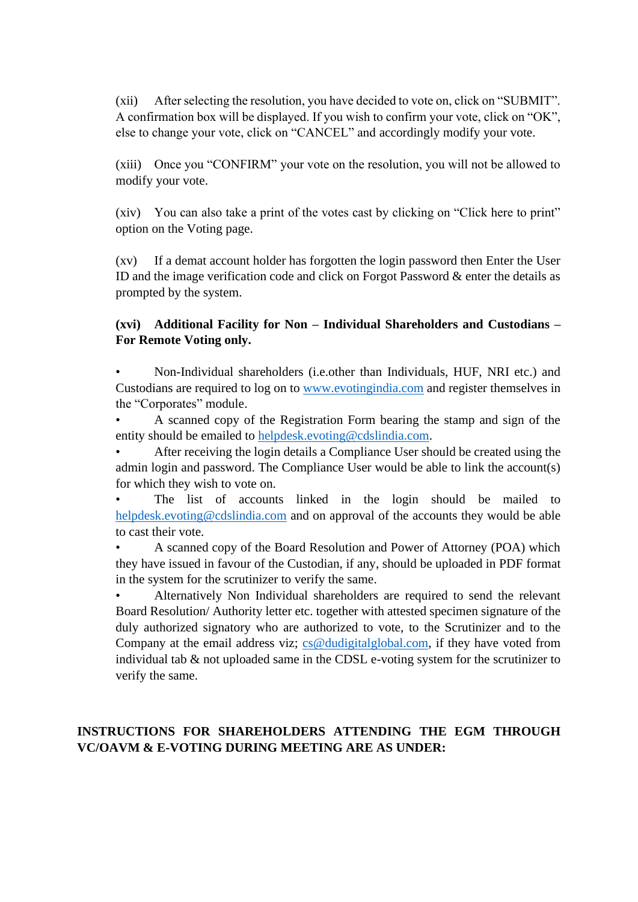(xii) After selecting the resolution, you have decided to vote on, click on "SUBMIT". A confirmation box will be displayed. If you wish to confirm your vote, click on "OK", else to change your vote, click on "CANCEL" and accordingly modify your vote.

(xiii) Once you "CONFIRM" your vote on the resolution, you will not be allowed to modify your vote.

(xiv) You can also take a print of the votes cast by clicking on "Click here to print" option on the Voting page.

(xv) If a demat account holder has forgotten the login password then Enter the User ID and the image verification code and click on Forgot Password & enter the details as prompted by the system.

**(xvi) Additional Facility for Non – Individual Shareholders and Custodians – For Remote Voting only.**

- Non-Individual shareholders (i.e.other than Individuals, HUF, NRI etc.) and Custodians are required to log on to www.evotingindia.com and register themselves in the "Corporates" module.
- A scanned copy of the Registration Form bearing the stamp and sign of the entity should be emailed to helpdesk.evoting@cdslindia.com.
- After receiving the login details a Compliance User should be created using the admin login and password. The Compliance User would be able to link the account(s) for which they wish to vote on.
- The list of accounts linked in the login should be mailed to helpdesk.evoting@cdslindia.com and on approval of the accounts they would be able to cast their vote.
- A scanned copy of the Board Resolution and Power of Attorney (POA) which they have issued in favour of the Custodian, if any, should be uploaded in PDF format in the system for the scrutinizer to verify the same.
- Alternatively Non Individual shareholders are required to send the relevant Board Resolution/ Authority letter etc. together with attested specimen signature of the duly authorized signatory who are authorized to vote, to the Scrutinizer and to the Company at the email address viz; cs@dudigitalglobal.com, if they have voted from individual tab & not uploaded same in the CDSL e-voting system for the scrutinizer to verify the same.

**INSTRUCTIONS FOR SHAREHOLDERS ATTENDING THE EGM THROUGH VC/OAVM & E-VOTING DURING MEETING ARE AS UNDER:**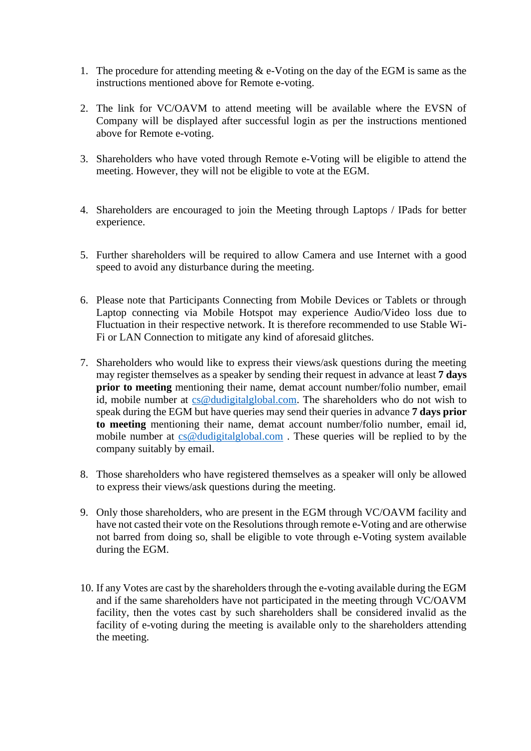1. The procedure for attending meeting & e-Voting on the day of the EGM is same as the instructions mentioned above for Remote e-voting.

2. The link for VC/OAVM to attend meeting will be available where the EVSN of Company will be displayed after successful login as per the instructions mentioned above for Remote e-voting.

3. Shareholders who have voted through Remote e-Voting will be eligible to attend the meeting. However, they will not be eligible to vote at the EGM.

4. Shareholders are encouraged to join the Meeting through Laptops / IPads for better experience.

5. Further shareholders will be required to allow Camera and use Internet with a good speed to avoid any disturbance during the meeting.

6. Please note that Participants Connecting from Mobile Devices or Tablets or through Laptop connecting via Mobile Hotspot may experience Audio/Video loss due to Fluctuation in their respective network. It is therefore recommended to use Stable Wi-Fi or LAN Connection to mitigate any kind of aforesaid glitches.

7. Shareholders who would like to express their views/ask questions during the meeting may register themselves as a speaker by sending their request in advance at least **7 days prior to meeting** mentioning their name, demat account number/folio number, email id, mobile number at cs@dudigitalglobal.com. The shareholders who do not wish to speak during the EGM but have queries may send their queries in advance **7 days prior to meeting** mentioning their name, demat account number/folio number, email id, mobile number at cs@dudigitalglobal.com . These queries will be replied to by the company suitably by email.

8. Those shareholders who have registered themselves as a speaker will only be allowed to express their views/ask questions during the meeting.

9. Only those shareholders, who are present in the EGM through VC/OAVM facility and have not casted their vote on the Resolutions through remote e-Voting and are otherwise not barred from doing so, shall be eligible to vote through e-Voting system available during the EGM.

10. If any Votes are cast by the shareholders through the e-voting available during the EGM and if the same shareholders have not participated in the meeting through VC/OAVM facility, then the votes cast by such shareholders shall be considered invalid as the facility of e-voting during the meeting is available only to the shareholders attending the meeting.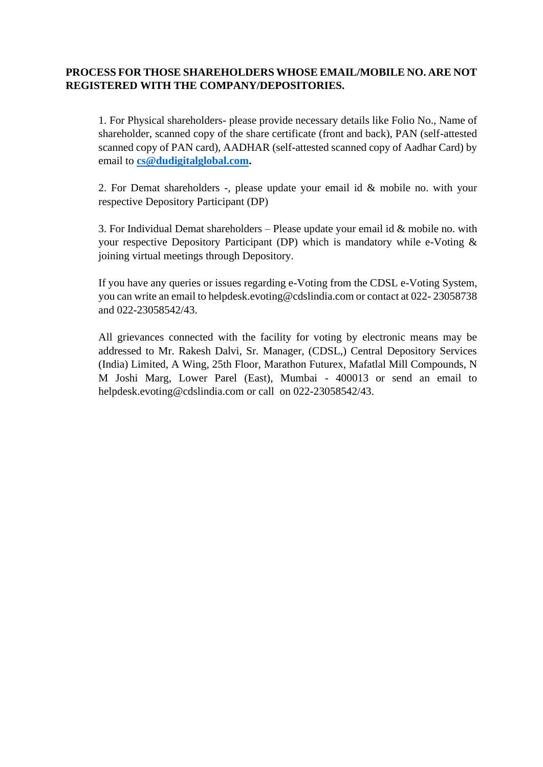**PROCESS FOR THOSE SHAREHOLDERS WHOSE EMAIL/MOBILE NO. ARE NOT REGISTERED WITH THE COMPANY/DEPOSITORIES.**

1. For Physical shareholders- please provide necessary details like Folio No., Name of shareholder, scanned copy of the share certificate (front and back), PAN (self-attested scanned copy of PAN card), AADHAR (self-attested scanned copy of Aadhar Card) by email to **cs@dudigitalglobal.com.**

2. For Demat shareholders -, please update your email id & mobile no. with your respective Depository Participant (DP)

3. For Individual Demat shareholders – Please update your email id & mobile no. with your respective Depository Participant (DP) which is mandatory while e-Voting & joining virtual meetings through Depository.

If you have any queries or issues regarding e-Voting from the CDSL e-Voting System, you can write an email to helpdesk.evoting@cdslindia.com or contact at 022- 23058738 and 022-23058542/43.

All grievances connected with the facility for voting by electronic means may be addressed to Mr. Rakesh Dalvi, Sr. Manager, (CDSL,) Central Depository Services (India) Limited, A Wing, 25th Floor, Marathon Futurex, Mafatlal Mill Compounds, N M Joshi Marg, Lower Parel (East), Mumbai - 400013 or send an email to helpdesk.evoting@cdslindia.com or call on 022-23058542/43.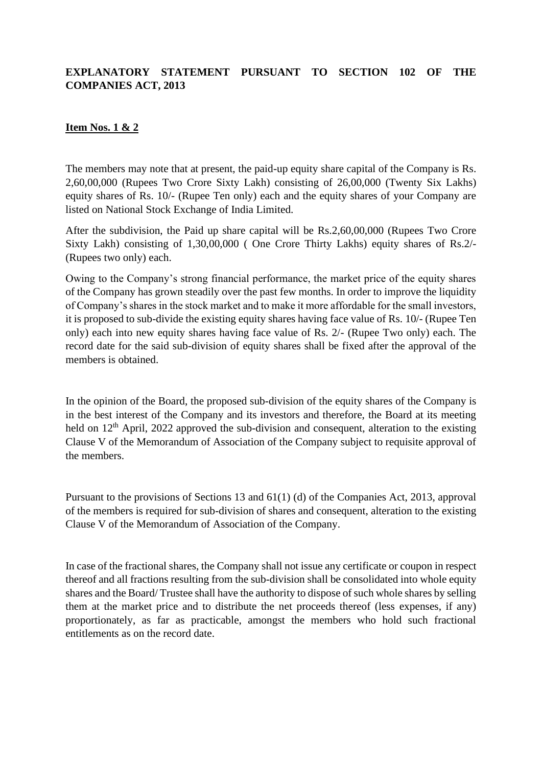**EXPLANATORY STATEMENT PURSUANT TO SECTION 102 OF THE COMPANIES ACT, 2013**

**<u>Item Nos. 1 & 2</u>**

The members may note that at present, the paid-up equity share capital of the Company is Rs. 2,60,00,000 (Rupees Two Crore Sixty Lakh) consisting of 26,00,000 (Twenty Six Lakhs) equity shares of Rs. 10/- (Rupee Ten only) each and the equity shares of your Company are listed on National Stock Exchange of India Limited.

After the subdivision, the Paid up share capital will be Rs.2,60,00,000 (Rupees Two Crore Sixty Lakh) consisting of 1,30,00,000 ( One Crore Thirty Lakhs) equity shares of Rs.2/- (Rupees two only) each.

Owing to the Company's strong financial performance, the market price of the equity shares of the Company has grown steadily over the past few months. In order to improve the liquidity of Company's shares in the stock market and to make it more affordable for the small investors, it is proposed to sub-divide the existing equity shares having face value of Rs. 10/- (Rupee Ten only) each into new equity shares having face value of Rs. 2/- (Rupee Two only) each. The record date for the said sub-division of equity shares shall be fixed after the approval of the members is obtained.

In the opinion of the Board, the proposed sub-division of the equity shares of the Company is in the best interest of the Company and its investors and therefore, the Board at its meeting held on 12th April, 2022 approved the sub-division and consequent, alteration to the existing Clause V of the Memorandum of Association of the Company subject to requisite approval of the members.

Pursuant to the provisions of Sections 13 and 61(1) (d) of the Companies Act, 2013, approval of the members is required for sub-division of shares and consequent, alteration to the existing Clause V of the Memorandum of Association of the Company.

In case of the fractional shares, the Company shall not issue any certificate or coupon in respect thereof and all fractions resulting from the sub-division shall be consolidated into whole equity shares and the Board/ Trustee shall have the authority to dispose of such whole shares by selling them at the market price and to distribute the net proceeds thereof (less expenses, if any) proportionately, as far as practicable, amongst the members who hold such fractional entitlements as on the record date.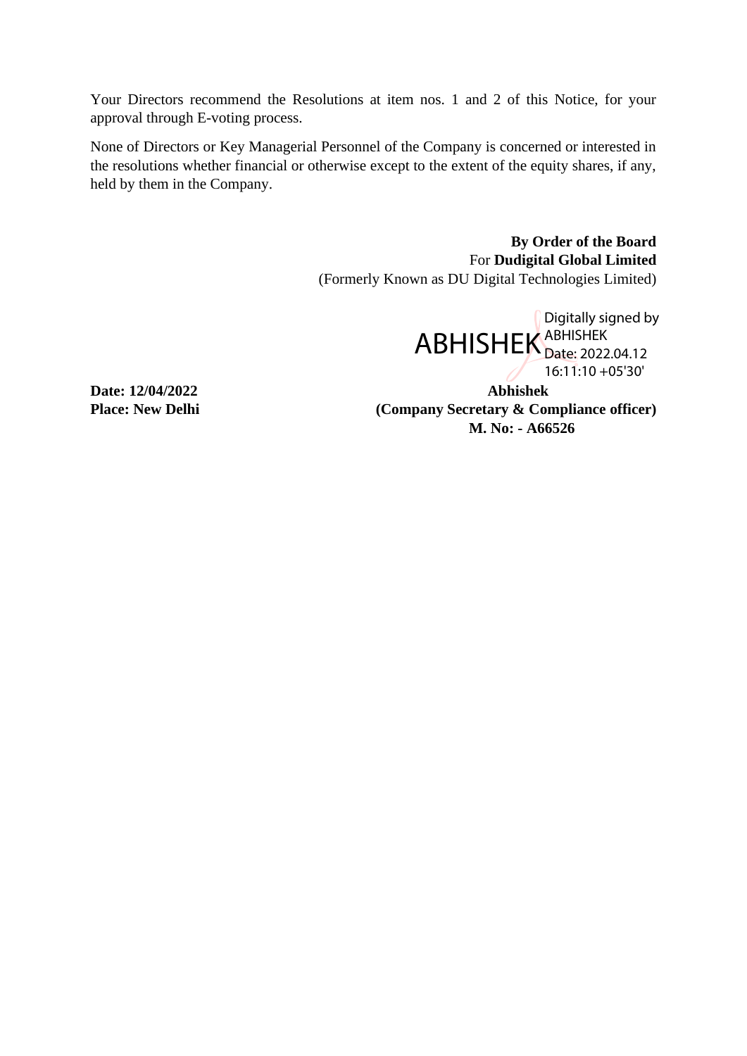Your Directors recommend the Resolutions at item nos. 1 and 2 of this Notice, for your approval through E-voting process.

None of Directors or Key Managerial Personnel of the Company is concerned or interested in the resolutions whether financial or otherwise except to the extent of the equity shares, if any, held by them in the Company.

**By Order of the Board**
For **Dudigital Global Limited**
(Formerly Known as DU Digital Technologies Limited)

ABHISHEK Digitally signed by ABHISHEK Date: 2022.04.12 16:11:10 +05'30'

**Date: 12/04/2022**
**Place: New Delhi**

**Abhishek**
**(Company Secretary & Compliance officer)**
**M. No: - A66526**